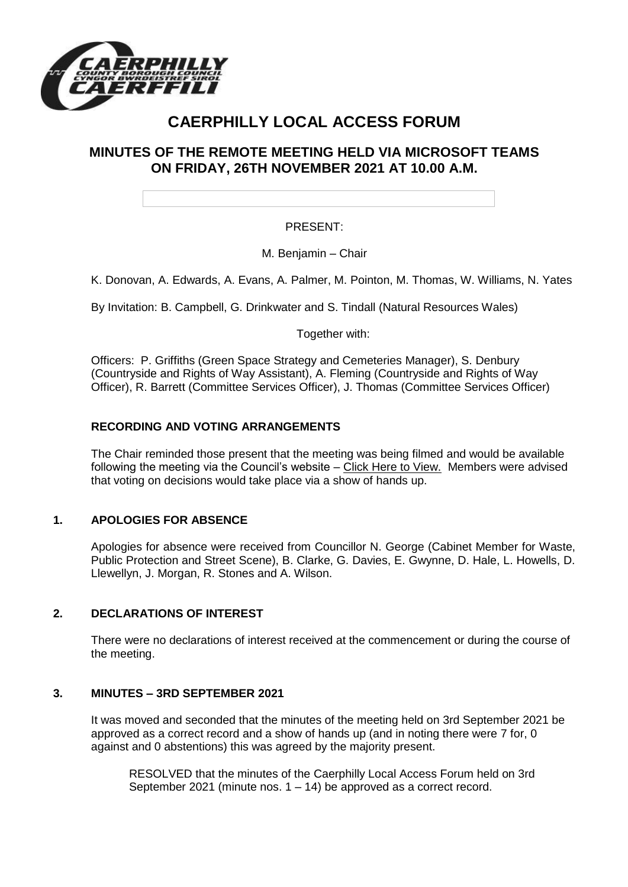# CAERPHILLY LOCAL ACCESS FORUM

## MINUTES OF THE REMOTE MEETING HELD VIA MICROSOFT TEAMS ON FRIDAY, 26TH NOVEMBER 2021 AT 10.00 A.M.

PRESENT:

M. Benjamin – Chair

K. Donovan, A. Edwards, A. Evans, A. Palmer, M. Pointon, M. Thomas, W. Williams, N. Yates

By Invitation: B. Campbell, G. Drinkwater and S. Tindall (Natural Resources Wales)

Together with:

Officers: P. Griffiths (Green Space Strategy and Cemeteries Manager), S. Denbury (Countryside and Rights of Way Assistant), A. Fleming (Countryside and Rights of Way Officer), R. Barrett (Committee Services Officer), J. Thomas (Committee Services Officer)

### RECORDING AND VOTING ARRANGEMENTS

The Chair reminded those present that the meeting was being filmed and would be available following the meeting via the Council's website – Click Here to View. Members were advised that voting on decisions would take place via a show of hands up.

### 1. APOLOGIES FOR ABSENCE

Apologies for absence were received from Councillor N. George (Cabinet Member for Waste, Public Protection and Street Scene), B. Clarke, G. Davies, E. Gwynne, D. Hale, L. Howells, D. Llewellyn, J. Morgan, R. Stones and A. Wilson.

### 2. DECLARATIONS OF INTEREST

There were no declarations of interest received at the commencement or during the course of the meeting.

### 3. MINUTES – 3RD SEPTEMBER 2021

It was moved and seconded that the minutes of the meeting held on 3rd September 2021 be approved as a correct record and a show of hands up (and in noting there were 7 for, 0 against and 0 abstentions) this was agreed by the majority present.

> RESOLVED that the minutes of the Caerphilly Local Access Forum held on 3rd September 2021 (minute nos. 1 – 14) be approved as a correct record.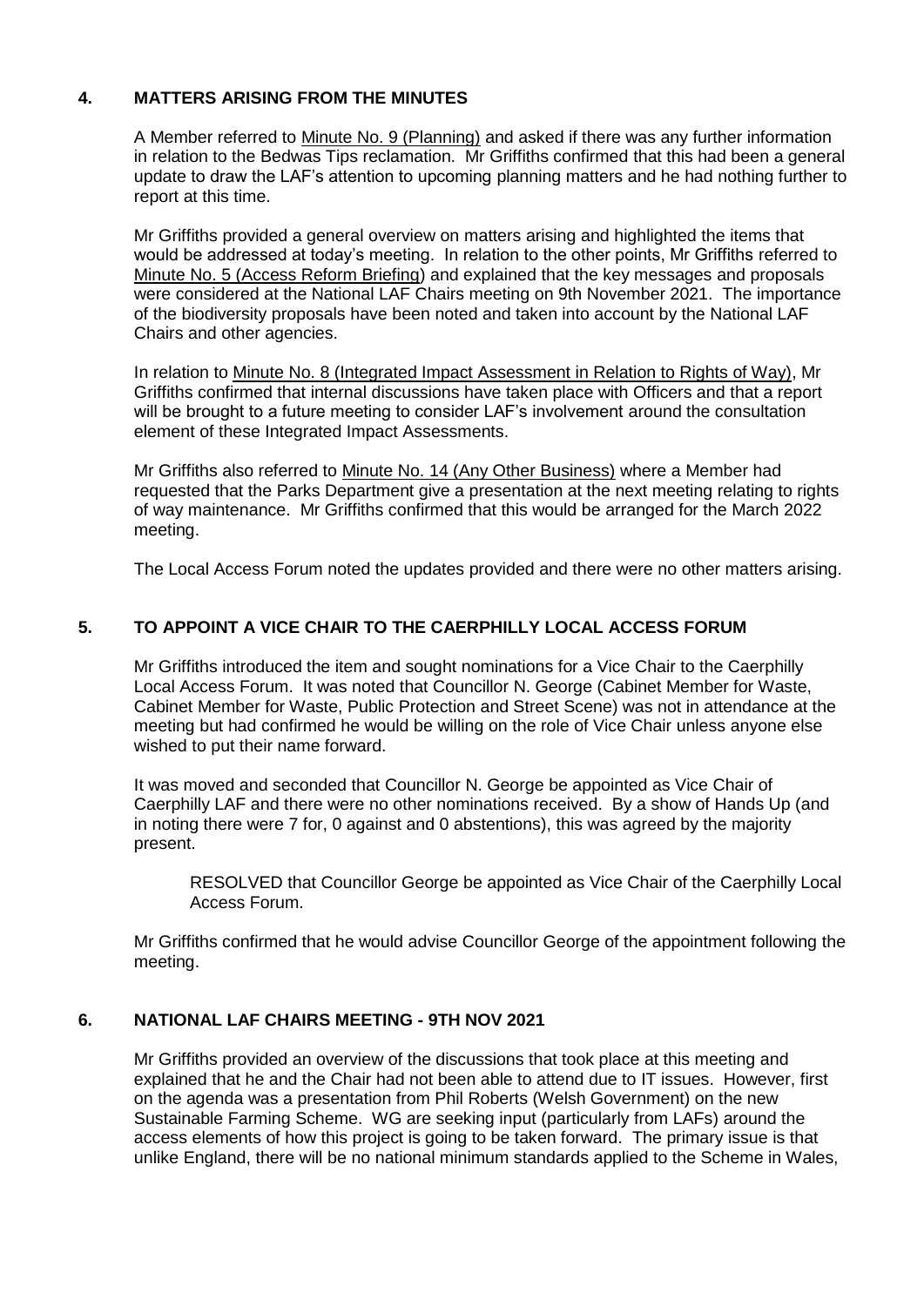## 4. MATTERS ARISING FROM THE MINUTES

A Member referred to Minute No. 9 (Planning) and asked if there was any further information in relation to the Bedwas Tips reclamation. Mr Griffiths confirmed that this had been a general update to draw the LAF's attention to upcoming planning matters and he had nothing further to report at this time.

Mr Griffiths provided a general overview on matters arising and highlighted the items that would be addressed at today's meeting. In relation to the other points, Mr Griffiths referred to Minute No. 5 (Access Reform Briefing) and explained that the key messages and proposals were considered at the National LAF Chairs meeting on 9th November 2021. The importance of the biodiversity proposals have been noted and taken into account by the National LAF Chairs and other agencies.

In relation to Minute No. 8 (Integrated Impact Assessment in Relation to Rights of Way), Mr Griffiths confirmed that internal discussions have taken place with Officers and that a report will be brought to a future meeting to consider LAF's involvement around the consultation element of these Integrated Impact Assessments.

Mr Griffiths also referred to Minute No. 14 (Any Other Business) where a Member had requested that the Parks Department give a presentation at the next meeting relating to rights of way maintenance. Mr Griffiths confirmed that this would be arranged for the March 2022 meeting.

The Local Access Forum noted the updates provided and there were no other matters arising.

## 5. TO APPOINT A VICE CHAIR TO THE CAERPHILLY LOCAL ACCESS FORUM

Mr Griffiths introduced the item and sought nominations for a Vice Chair to the Caerphilly Local Access Forum. It was noted that Councillor N. George (Cabinet Member for Waste, Cabinet Member for Waste, Public Protection and Street Scene) was not in attendance at the meeting but had confirmed he would be willing on the role of Vice Chair unless anyone else wished to put their name forward.

It was moved and seconded that Councillor N. George be appointed as Vice Chair of Caerphilly LAF and there were no other nominations received. By a show of Hands Up (and in noting there were 7 for, 0 against and 0 abstentions), this was agreed by the majority present.

> RESOLVED that Councillor George be appointed as Vice Chair of the Caerphilly Local Access Forum.

Mr Griffiths confirmed that he would advise Councillor George of the appointment following the meeting.

## 6. NATIONAL LAF CHAIRS MEETING - 9TH NOV 2021

Mr Griffiths provided an overview of the discussions that took place at this meeting and explained that he and the Chair had not been able to attend due to IT issues. However, first on the agenda was a presentation from Phil Roberts (Welsh Government) on the new Sustainable Farming Scheme. WG are seeking input (particularly from LAFs) around the access elements of how this project is going to be taken forward. The primary issue is that unlike England, there will be no national minimum standards applied to the Scheme in Wales,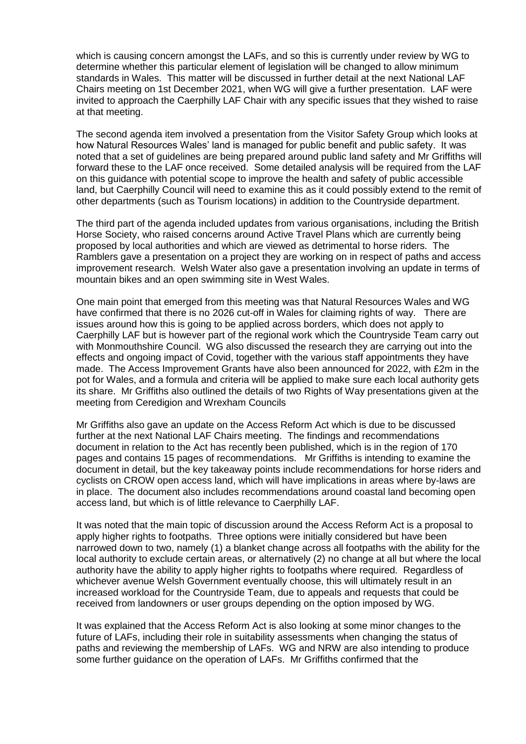which is causing concern amongst the LAFs, and so this is currently under review by WG to determine whether this particular element of legislation will be changed to allow minimum standards in Wales. This matter will be discussed in further detail at the next National LAF Chairs meeting on 1st December 2021, when WG will give a further presentation. LAF were invited to approach the Caerphilly LAF Chair with any specific issues that they wished to raise at that meeting.

The second agenda item involved a presentation from the Visitor Safety Group which looks at how Natural Resources Wales' land is managed for public benefit and public safety. It was noted that a set of guidelines are being prepared around public land safety and Mr Griffiths will forward these to the LAF once received. Some detailed analysis will be required from the LAF on this guidance with potential scope to improve the health and safety of public accessible land, but Caerphilly Council will need to examine this as it could possibly extend to the remit of other departments (such as Tourism locations) in addition to the Countryside department.

The third part of the agenda included updates from various organisations, including the British Horse Society, who raised concerns around Active Travel Plans which are currently being proposed by local authorities and which are viewed as detrimental to horse riders. The Ramblers gave a presentation on a project they are working on in respect of paths and access improvement research. Welsh Water also gave a presentation involving an update in terms of mountain bikes and an open swimming site in West Wales.

One main point that emerged from this meeting was that Natural Resources Wales and WG have confirmed that there is no 2026 cut-off in Wales for claiming rights of way. There are issues around how this is going to be applied across borders, which does not apply to Caerphilly LAF but is however part of the regional work which the Countryside Team carry out with Monmouthshire Council. WG also discussed the research they are carrying out into the effects and ongoing impact of Covid, together with the various staff appointments they have made. The Access Improvement Grants have also been announced for 2022, with £2m in the pot for Wales, and a formula and criteria will be applied to make sure each local authority gets its share. Mr Griffiths also outlined the details of two Rights of Way presentations given at the meeting from Ceredigion and Wrexham Councils

Mr Griffiths also gave an update on the Access Reform Act which is due to be discussed further at the next National LAF Chairs meeting. The findings and recommendations document in relation to the Act has recently been published, which is in the region of 170 pages and contains 15 pages of recommendations. Mr Griffiths is intending to examine the document in detail, but the key takeaway points include recommendations for horse riders and cyclists on CROW open access land, which will have implications in areas where by-laws are in place. The document also includes recommendations around coastal land becoming open access land, but which is of little relevance to Caerphilly LAF.

It was noted that the main topic of discussion around the Access Reform Act is a proposal to apply higher rights to footpaths. Three options were initially considered but have been narrowed down to two, namely (1) a blanket change across all footpaths with the ability for the local authority to exclude certain areas, or alternatively (2) no change at all but where the local authority have the ability to apply higher rights to footpaths where required. Regardless of whichever avenue Welsh Government eventually choose, this will ultimately result in an increased workload for the Countryside Team, due to appeals and requests that could be received from landowners or user groups depending on the option imposed by WG.

It was explained that the Access Reform Act is also looking at some minor changes to the future of LAFs, including their role in suitability assessments when changing the status of paths and reviewing the membership of LAFs. WG and NRW are also intending to produce some further guidance on the operation of LAFs. Mr Griffiths confirmed that the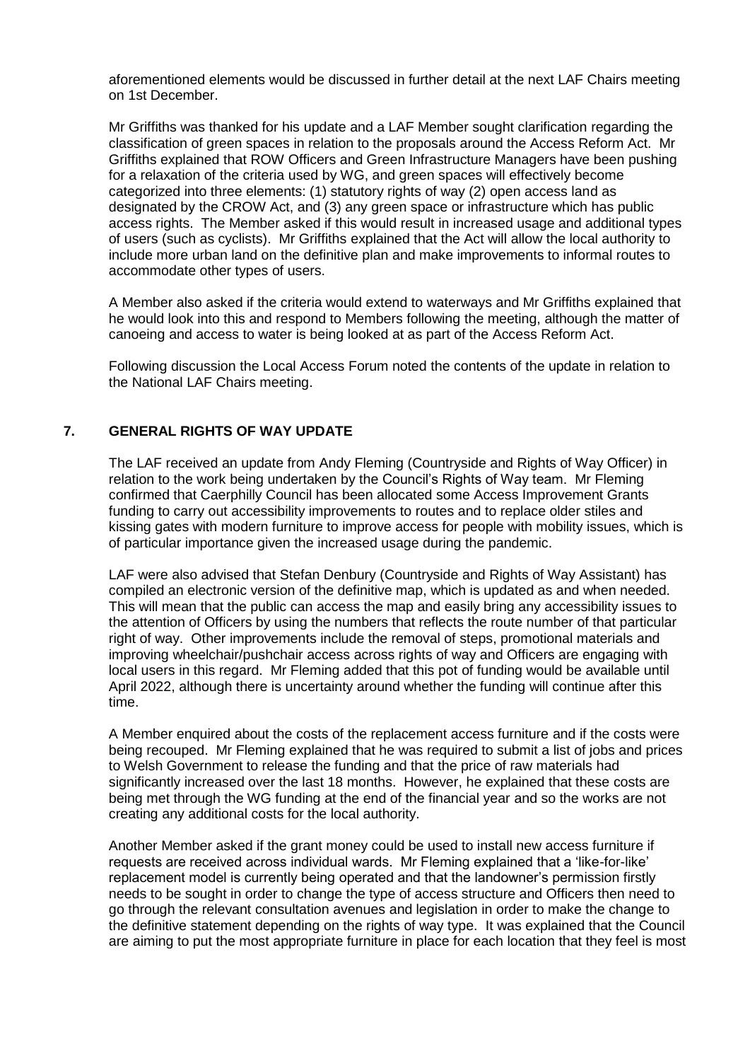aforementioned elements would be discussed in further detail at the next LAF Chairs meeting on 1st December.

Mr Griffiths was thanked for his update and a LAF Member sought clarification regarding the classification of green spaces in relation to the proposals around the Access Reform Act. Mr Griffiths explained that ROW Officers and Green Infrastructure Managers have been pushing for a relaxation of the criteria used by WG, and green spaces will effectively become categorized into three elements: (1) statutory rights of way (2) open access land as designated by the CROW Act, and (3) any green space or infrastructure which has public access rights. The Member asked if this would result in increased usage and additional types of users (such as cyclists). Mr Griffiths explained that the Act will allow the local authority to include more urban land on the definitive plan and make improvements to informal routes to accommodate other types of users.

A Member also asked if the criteria would extend to waterways and Mr Griffiths explained that he would look into this and respond to Members following the meeting, although the matter of canoeing and access to water is being looked at as part of the Access Reform Act.

Following discussion the Local Access Forum noted the contents of the update in relation to the National LAF Chairs meeting.

## 7. GENERAL RIGHTS OF WAY UPDATE

The LAF received an update from Andy Fleming (Countryside and Rights of Way Officer) in relation to the work being undertaken by the Council's Rights of Way team. Mr Fleming confirmed that Caerphilly Council has been allocated some Access Improvement Grants funding to carry out accessibility improvements to routes and to replace older stiles and kissing gates with modern furniture to improve access for people with mobility issues, which is of particular importance given the increased usage during the pandemic.

LAF were also advised that Stefan Denbury (Countryside and Rights of Way Assistant) has compiled an electronic version of the definitive map, which is updated as and when needed. This will mean that the public can access the map and easily bring any accessibility issues to the attention of Officers by using the numbers that reflects the route number of that particular right of way. Other improvements include the removal of steps, promotional materials and improving wheelchair/pushchair access across rights of way and Officers are engaging with local users in this regard. Mr Fleming added that this pot of funding would be available until April 2022, although there is uncertainty around whether the funding will continue after this time.

A Member enquired about the costs of the replacement access furniture and if the costs were being recouped. Mr Fleming explained that he was required to submit a list of jobs and prices to Welsh Government to release the funding and that the price of raw materials had significantly increased over the last 18 months. However, he explained that these costs are being met through the WG funding at the end of the financial year and so the works are not creating any additional costs for the local authority.

Another Member asked if the grant money could be used to install new access furniture if requests are received across individual wards. Mr Fleming explained that a 'like-for-like' replacement model is currently being operated and that the landowner's permission firstly needs to be sought in order to change the type of access structure and Officers then need to go through the relevant consultation avenues and legislation in order to make the change to the definitive statement depending on the rights of way type. It was explained that the Council are aiming to put the most appropriate furniture in place for each location that they feel is most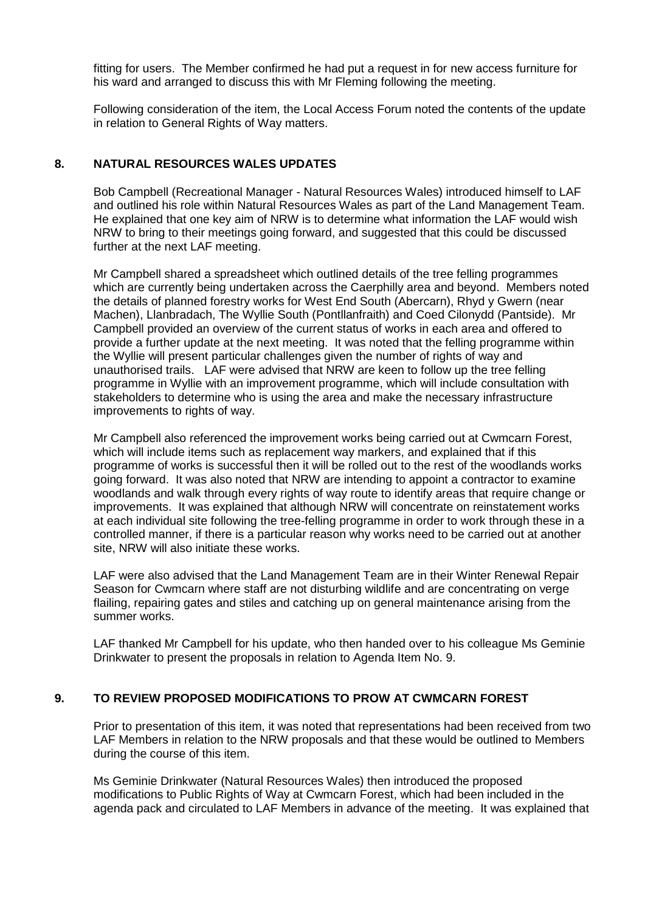fitting for users. The Member confirmed he had put a request in for new access furniture for his ward and arranged to discuss this with Mr Fleming following the meeting.

Following consideration of the item, the Local Access Forum noted the contents of the update in relation to General Rights of Way matters.

## 8. NATURAL RESOURCES WALES UPDATES

Bob Campbell (Recreational Manager - Natural Resources Wales) introduced himself to LAF and outlined his role within Natural Resources Wales as part of the Land Management Team. He explained that one key aim of NRW is to determine what information the LAF would wish NRW to bring to their meetings going forward, and suggested that this could be discussed further at the next LAF meeting.

Mr Campbell shared a spreadsheet which outlined details of the tree felling programmes which are currently being undertaken across the Caerphilly area and beyond. Members noted the details of planned forestry works for West End South (Abercarn), Rhyd y Gwern (near Machen), Llanbradach, The Wyllie South (Pontllanfraith) and Coed Cilonydd (Pantside). Mr Campbell provided an overview of the current status of works in each area and offered to provide a further update at the next meeting. It was noted that the felling programme within the Wyllie will present particular challenges given the number of rights of way and unauthorised trails. LAF were advised that NRW are keen to follow up the tree felling programme in Wyllie with an improvement programme, which will include consultation with stakeholders to determine who is using the area and make the necessary infrastructure improvements to rights of way.

Mr Campbell also referenced the improvement works being carried out at Cwmcarn Forest, which will include items such as replacement way markers, and explained that if this programme of works is successful then it will be rolled out to the rest of the woodlands works going forward. It was also noted that NRW are intending to appoint a contractor to examine woodlands and walk through every rights of way route to identify areas that require change or improvements. It was explained that although NRW will concentrate on reinstatement works at each individual site following the tree-felling programme in order to work through these in a controlled manner, if there is a particular reason why works need to be carried out at another site, NRW will also initiate these works.

LAF were also advised that the Land Management Team are in their Winter Renewal Repair Season for Cwmcarn where staff are not disturbing wildlife and are concentrating on verge flailing, repairing gates and stiles and catching up on general maintenance arising from the summer works.

LAF thanked Mr Campbell for his update, who then handed over to his colleague Ms Geminie Drinkwater to present the proposals in relation to Agenda Item No. 9.

## 9. TO REVIEW PROPOSED MODIFICATIONS TO PROW AT CWMCARN FOREST

Prior to presentation of this item, it was noted that representations had been received from two LAF Members in relation to the NRW proposals and that these would be outlined to Members during the course of this item.

Ms Geminie Drinkwater (Natural Resources Wales) then introduced the proposed modifications to Public Rights of Way at Cwmcarn Forest, which had been included in the agenda pack and circulated to LAF Members in advance of the meeting. It was explained that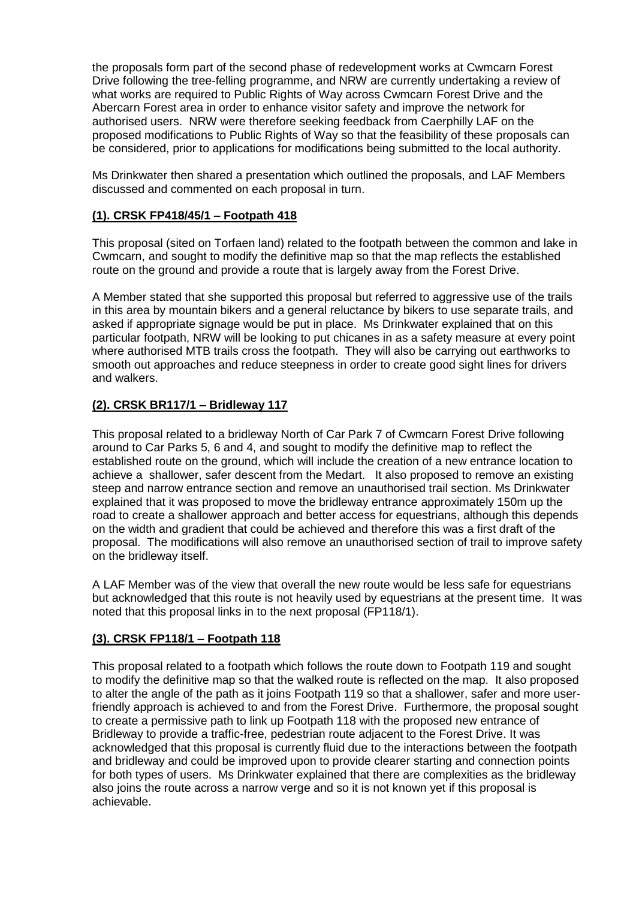the proposals form part of the second phase of redevelopment works at Cwmcarn Forest Drive following the tree-felling programme, and NRW are currently undertaking a review of what works are required to Public Rights of Way across Cwmcarn Forest Drive and the Abercarn Forest area in order to enhance visitor safety and improve the network for authorised users. NRW were therefore seeking feedback from Caerphilly LAF on the proposed modifications to Public Rights of Way so that the feasibility of these proposals can be considered, prior to applications for modifications being submitted to the local authority.

Ms Drinkwater then shared a presentation which outlined the proposals, and LAF Members discussed and commented on each proposal in turn.

**(1). CRSK FP418/45/1 – Footpath 418**

This proposal (sited on Torfaen land) related to the footpath between the common and lake in Cwmcarn, and sought to modify the definitive map so that the map reflects the established route on the ground and provide a route that is largely away from the Forest Drive.

A Member stated that she supported this proposal but referred to aggressive use of the trails in this area by mountain bikers and a general reluctance by bikers to use separate trails, and asked if appropriate signage would be put in place. Ms Drinkwater explained that on this particular footpath, NRW will be looking to put chicanes in as a safety measure at every point where authorised MTB trails cross the footpath. They will also be carrying out earthworks to smooth out approaches and reduce steepness in order to create good sight lines for drivers and walkers.

**(2). CRSK BR117/1 – Bridleway 117**

This proposal related to a bridleway North of Car Park 7 of Cwmcarn Forest Drive following around to Car Parks 5, 6 and 4, and sought to modify the definitive map to reflect the established route on the ground, which will include the creation of a new entrance location to achieve a shallower, safer descent from the Medart. It also proposed to remove an existing steep and narrow entrance section and remove an unauthorised trail section. Ms Drinkwater explained that it was proposed to move the bridleway entrance approximately 150m up the road to create a shallower approach and better access for equestrians, although this depends on the width and gradient that could be achieved and therefore this was a first draft of the proposal. The modifications will also remove an unauthorised section of trail to improve safety on the bridleway itself.

A LAF Member was of the view that overall the new route would be less safe for equestrians but acknowledged that this route is not heavily used by equestrians at the present time. It was noted that this proposal links in to the next proposal (FP118/1).

**(3). CRSK FP118/1 – Footpath 118**

This proposal related to a footpath which follows the route down to Footpath 119 and sought to modify the definitive map so that the walked route is reflected on the map. It also proposed to alter the angle of the path as it joins Footpath 119 so that a shallower, safer and more user-friendly approach is achieved to and from the Forest Drive. Furthermore, the proposal sought to create a permissive path to link up Footpath 118 with the proposed new entrance of Bridleway to provide a traffic-free, pedestrian route adjacent to the Forest Drive. It was acknowledged that this proposal is currently fluid due to the interactions between the footpath and bridleway and could be improved upon to provide clearer starting and connection points for both types of users. Ms Drinkwater explained that there are complexities as the bridleway also joins the route across a narrow verge and so it is not known yet if this proposal is achievable.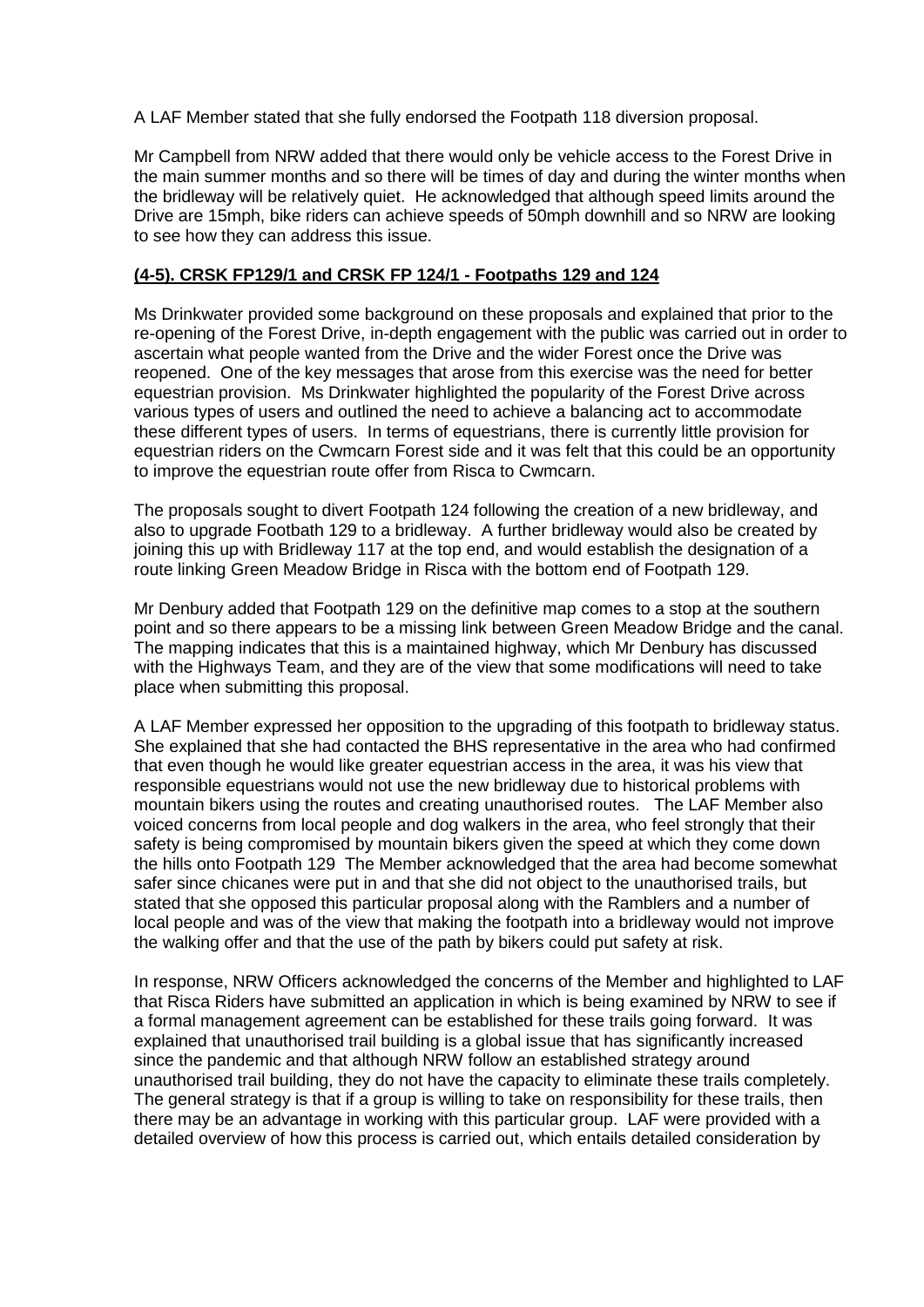A LAF Member stated that she fully endorsed the Footpath 118 diversion proposal.

Mr Campbell from NRW added that there would only be vehicle access to the Forest Drive in the main summer months and so there will be times of day and during the winter months when the bridleway will be relatively quiet. He acknowledged that although speed limits around the Drive are 15mph, bike riders can achieve speeds of 50mph downhill and so NRW are looking to see how they can address this issue.

**(4-5). CRSK FP129/1 and CRSK FP 124/1 - Footpaths 129 and 124**

Ms Drinkwater provided some background on these proposals and explained that prior to the re-opening of the Forest Drive, in-depth engagement with the public was carried out in order to ascertain what people wanted from the Drive and the wider Forest once the Drive was reopened. One of the key messages that arose from this exercise was the need for better equestrian provision. Ms Drinkwater highlighted the popularity of the Forest Drive across various types of users and outlined the need to achieve a balancing act to accommodate these different types of users. In terms of equestrians, there is currently little provision for equestrian riders on the Cwmcarn Forest side and it was felt that this could be an opportunity to improve the equestrian route offer from Risca to Cwmcarn.

The proposals sought to divert Footpath 124 following the creation of a new bridleway, and also to upgrade Footbath 129 to a bridleway. A further bridleway would also be created by joining this up with Bridleway 117 at the top end, and would establish the designation of a route linking Green Meadow Bridge in Risca with the bottom end of Footpath 129.

Mr Denbury added that Footpath 129 on the definitive map comes to a stop at the southern point and so there appears to be a missing link between Green Meadow Bridge and the canal. The mapping indicates that this is a maintained highway, which Mr Denbury has discussed with the Highways Team, and they are of the view that some modifications will need to take place when submitting this proposal.

A LAF Member expressed her opposition to the upgrading of this footpath to bridleway status. She explained that she had contacted the BHS representative in the area who had confirmed that even though he would like greater equestrian access in the area, it was his view that responsible equestrians would not use the new bridleway due to historical problems with mountain bikers using the routes and creating unauthorised routes. The LAF Member also voiced concerns from local people and dog walkers in the area, who feel strongly that their safety is being compromised by mountain bikers given the speed at which they come down the hills onto Footpath 129 The Member acknowledged that the area had become somewhat safer since chicanes were put in and that she did not object to the unauthorised trails, but stated that she opposed this particular proposal along with the Ramblers and a number of local people and was of the view that making the footpath into a bridleway would not improve the walking offer and that the use of the path by bikers could put safety at risk.

In response, NRW Officers acknowledged the concerns of the Member and highlighted to LAF that Risca Riders have submitted an application in which is being examined by NRW to see if a formal management agreement can be established for these trails going forward. It was explained that unauthorised trail building is a global issue that has significantly increased since the pandemic and that although NRW follow an established strategy around unauthorised trail building, they do not have the capacity to eliminate these trails completely. The general strategy is that if a group is willing to take on responsibility for these trails, then there may be an advantage in working with this particular group. LAF were provided with a detailed overview of how this process is carried out, which entails detailed consideration by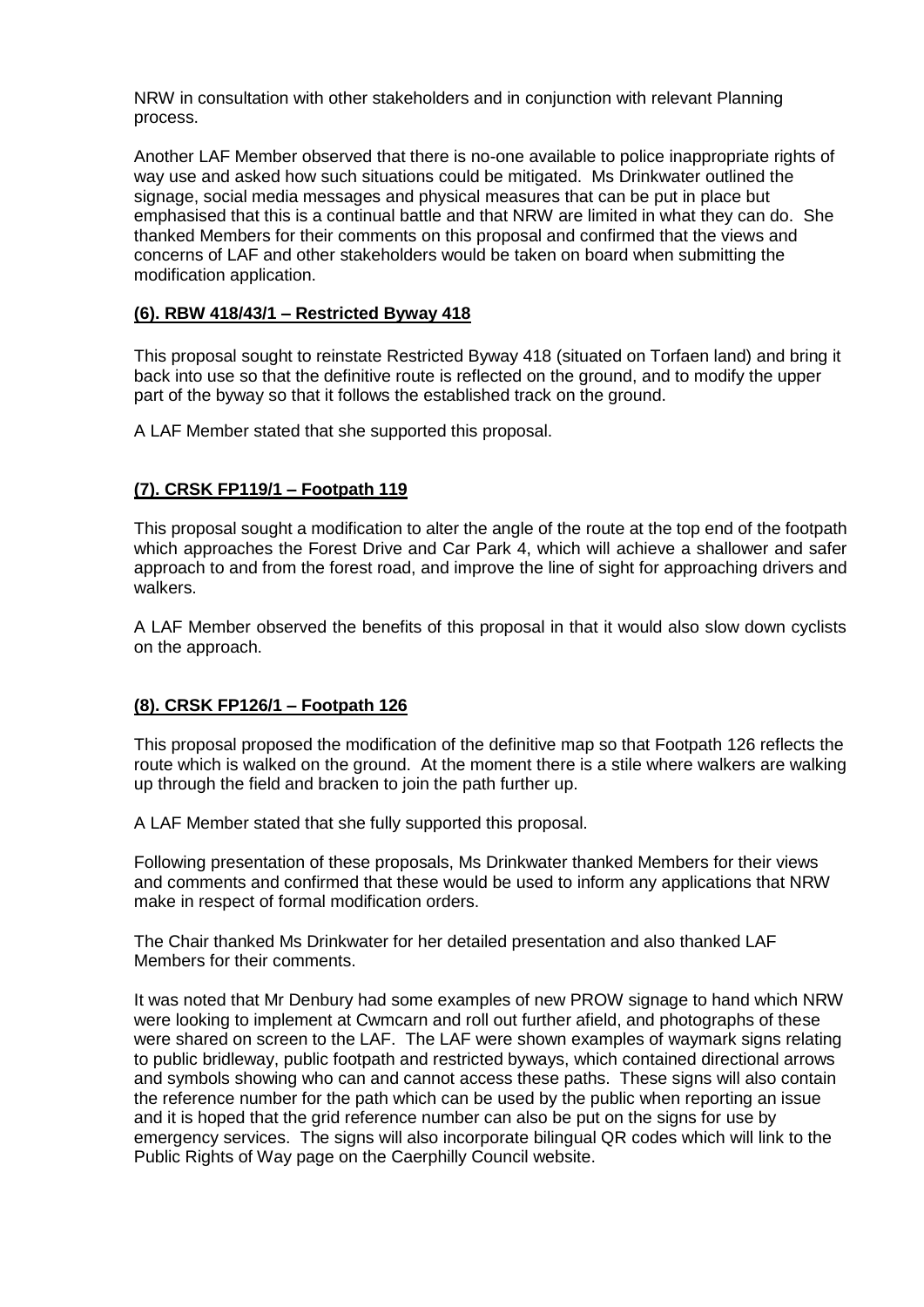NRW in consultation with other stakeholders and in conjunction with relevant Planning process.

Another LAF Member observed that there is no-one available to police inappropriate rights of way use and asked how such situations could be mitigated. Ms Drinkwater outlined the signage, social media messages and physical measures that can be put in place but emphasised that this is a continual battle and that NRW are limited in what they can do. She thanked Members for their comments on this proposal and confirmed that the views and concerns of LAF and other stakeholders would be taken on board when submitting the modification application.

**(6). RBW 418/43/1 – Restricted Byway 418**

This proposal sought to reinstate Restricted Byway 418 (situated on Torfaen land) and bring it back into use so that the definitive route is reflected on the ground, and to modify the upper part of the byway so that it follows the established track on the ground.

A LAF Member stated that she supported this proposal.

**(7). CRSK FP119/1 – Footpath 119**

This proposal sought a modification to alter the angle of the route at the top end of the footpath which approaches the Forest Drive and Car Park 4, which will achieve a shallower and safer approach to and from the forest road, and improve the line of sight for approaching drivers and walkers.

A LAF Member observed the benefits of this proposal in that it would also slow down cyclists on the approach.

**(8). CRSK FP126/1 – Footpath 126**

This proposal proposed the modification of the definitive map so that Footpath 126 reflects the route which is walked on the ground. At the moment there is a stile where walkers are walking up through the field and bracken to join the path further up.

A LAF Member stated that she fully supported this proposal.

Following presentation of these proposals, Ms Drinkwater thanked Members for their views and comments and confirmed that these would be used to inform any applications that NRW make in respect of formal modification orders.

The Chair thanked Ms Drinkwater for her detailed presentation and also thanked LAF Members for their comments.

It was noted that Mr Denbury had some examples of new PROW signage to hand which NRW were looking to implement at Cwmcarn and roll out further afield, and photographs of these were shared on screen to the LAF. The LAF were shown examples of waymark signs relating to public bridleway, public footpath and restricted byways, which contained directional arrows and symbols showing who can and cannot access these paths. These signs will also contain the reference number for the path which can be used by the public when reporting an issue and it is hoped that the grid reference number can also be put on the signs for use by emergency services. The signs will also incorporate bilingual QR codes which will link to the Public Rights of Way page on the Caerphilly Council website.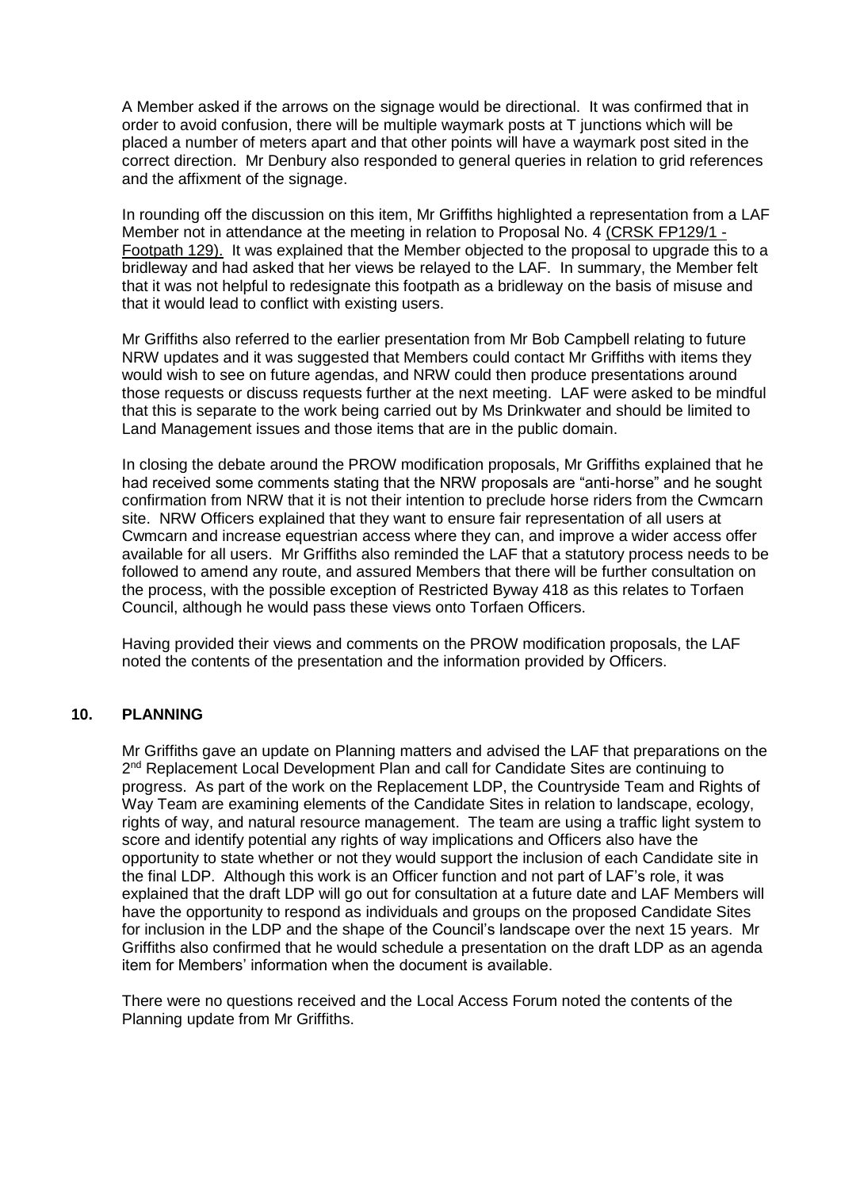A Member asked if the arrows on the signage would be directional. It was confirmed that in order to avoid confusion, there will be multiple waymark posts at T junctions which will be placed a number of meters apart and that other points will have a waymark post sited in the correct direction. Mr Denbury also responded to general queries in relation to grid references and the affixment of the signage.

In rounding off the discussion on this item, Mr Griffiths highlighted a representation from a LAF Member not in attendance at the meeting in relation to Proposal No. 4 (CRSK FP129/1 - Footpath 129). It was explained that the Member objected to the proposal to upgrade this to a bridleway and had asked that her views be relayed to the LAF. In summary, the Member felt that it was not helpful to redesignate this footpath as a bridleway on the basis of misuse and that it would lead to conflict with existing users.

Mr Griffiths also referred to the earlier presentation from Mr Bob Campbell relating to future NRW updates and it was suggested that Members could contact Mr Griffiths with items they would wish to see on future agendas, and NRW could then produce presentations around those requests or discuss requests further at the next meeting. LAF were asked to be mindful that this is separate to the work being carried out by Ms Drinkwater and should be limited to Land Management issues and those items that are in the public domain.

In closing the debate around the PROW modification proposals, Mr Griffiths explained that he had received some comments stating that the NRW proposals are "anti-horse" and he sought confirmation from NRW that it is not their intention to preclude horse riders from the Cwmcarn site. NRW Officers explained that they want to ensure fair representation of all users at Cwmcarn and increase equestrian access where they can, and improve a wider access offer available for all users. Mr Griffiths also reminded the LAF that a statutory process needs to be followed to amend any route, and assured Members that there will be further consultation on the process, with the possible exception of Restricted Byway 418 as this relates to Torfaen Council, although he would pass these views onto Torfaen Officers.

Having provided their views and comments on the PROW modification proposals, the LAF noted the contents of the presentation and the information provided by Officers.

## 10. PLANNING

Mr Griffiths gave an update on Planning matters and advised the LAF that preparations on the 2nd Replacement Local Development Plan and call for Candidate Sites are continuing to progress. As part of the work on the Replacement LDP, the Countryside Team and Rights of Way Team are examining elements of the Candidate Sites in relation to landscape, ecology, rights of way, and natural resource management. The team are using a traffic light system to score and identify potential any rights of way implications and Officers also have the opportunity to state whether or not they would support the inclusion of each Candidate site in the final LDP. Although this work is an Officer function and not part of LAF's role, it was explained that the draft LDP will go out for consultation at a future date and LAF Members will have the opportunity to respond as individuals and groups on the proposed Candidate Sites for inclusion in the LDP and the shape of the Council's landscape over the next 15 years. Mr Griffiths also confirmed that he would schedule a presentation on the draft LDP as an agenda item for Members' information when the document is available.

There were no questions received and the Local Access Forum noted the contents of the Planning update from Mr Griffiths.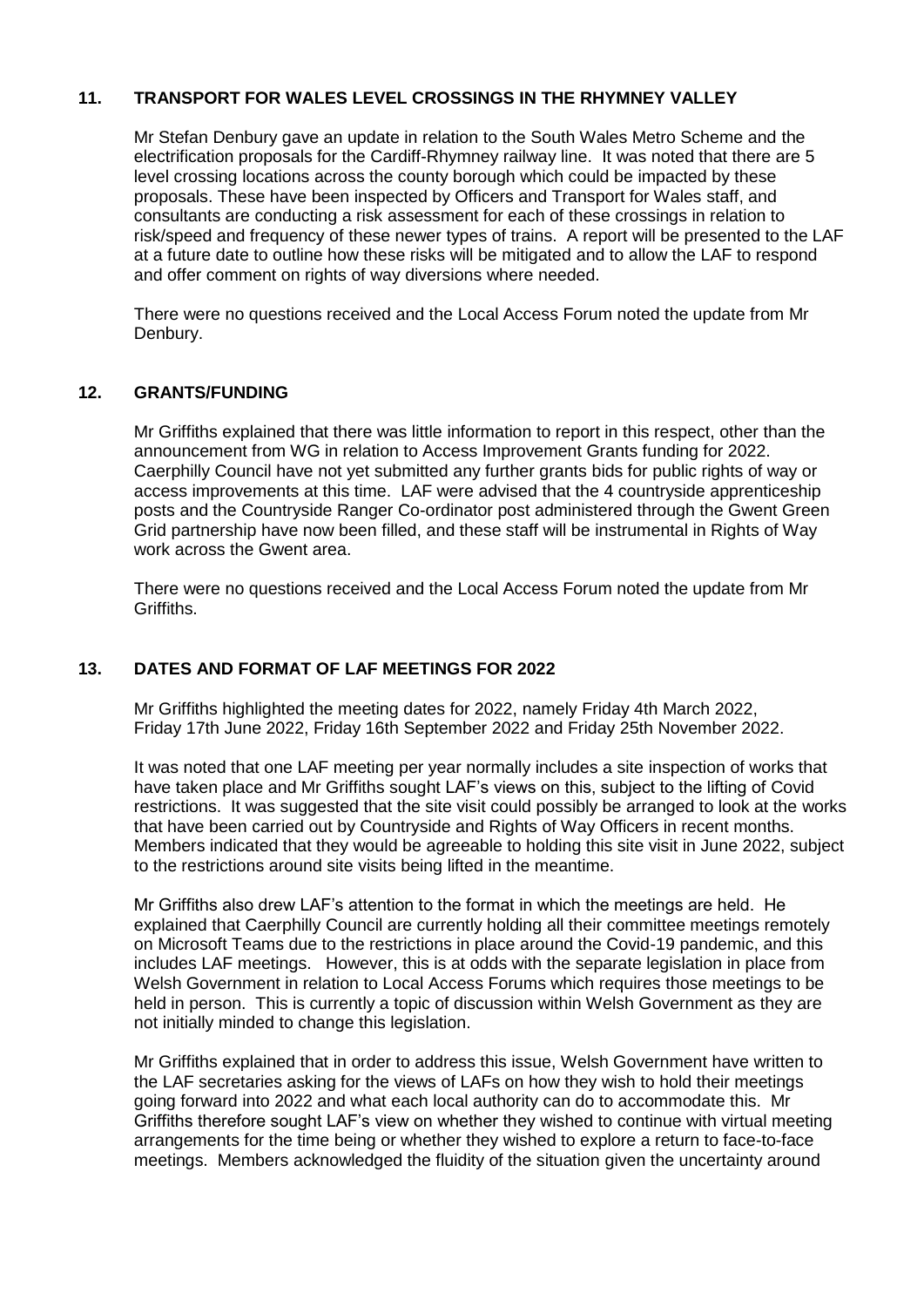## 11. TRANSPORT FOR WALES LEVEL CROSSINGS IN THE RHYMNEY VALLEY

Mr Stefan Denbury gave an update in relation to the South Wales Metro Scheme and the electrification proposals for the Cardiff-Rhymney railway line. It was noted that there are 5 level crossing locations across the county borough which could be impacted by these proposals. These have been inspected by Officers and Transport for Wales staff, and consultants are conducting a risk assessment for each of these crossings in relation to risk/speed and frequency of these newer types of trains. A report will be presented to the LAF at a future date to outline how these risks will be mitigated and to allow the LAF to respond and offer comment on rights of way diversions where needed.

There were no questions received and the Local Access Forum noted the update from Mr Denbury.

## 12. GRANTS/FUNDING

Mr Griffiths explained that there was little information to report in this respect, other than the announcement from WG in relation to Access Improvement Grants funding for 2022. Caerphilly Council have not yet submitted any further grants bids for public rights of way or access improvements at this time. LAF were advised that the 4 countryside apprenticeship posts and the Countryside Ranger Co-ordinator post administered through the Gwent Green Grid partnership have now been filled, and these staff will be instrumental in Rights of Way work across the Gwent area.

There were no questions received and the Local Access Forum noted the update from Mr Griffiths.

## 13. DATES AND FORMAT OF LAF MEETINGS FOR 2022

Mr Griffiths highlighted the meeting dates for 2022, namely Friday 4th March 2022, Friday 17th June 2022, Friday 16th September 2022 and Friday 25th November 2022.

It was noted that one LAF meeting per year normally includes a site inspection of works that have taken place and Mr Griffiths sought LAF's views on this, subject to the lifting of Covid restrictions. It was suggested that the site visit could possibly be arranged to look at the works that have been carried out by Countryside and Rights of Way Officers in recent months. Members indicated that they would be agreeable to holding this site visit in June 2022, subject to the restrictions around site visits being lifted in the meantime.

Mr Griffiths also drew LAF's attention to the format in which the meetings are held. He explained that Caerphilly Council are currently holding all their committee meetings remotely on Microsoft Teams due to the restrictions in place around the Covid-19 pandemic, and this includes LAF meetings. However, this is at odds with the separate legislation in place from Welsh Government in relation to Local Access Forums which requires those meetings to be held in person. This is currently a topic of discussion within Welsh Government as they are not initially minded to change this legislation.

Mr Griffiths explained that in order to address this issue, Welsh Government have written to the LAF secretaries asking for the views of LAFs on how they wish to hold their meetings going forward into 2022 and what each local authority can do to accommodate this. Mr Griffiths therefore sought LAF's view on whether they wished to continue with virtual meeting arrangements for the time being or whether they wished to explore a return to face-to-face meetings. Members acknowledged the fluidity of the situation given the uncertainty around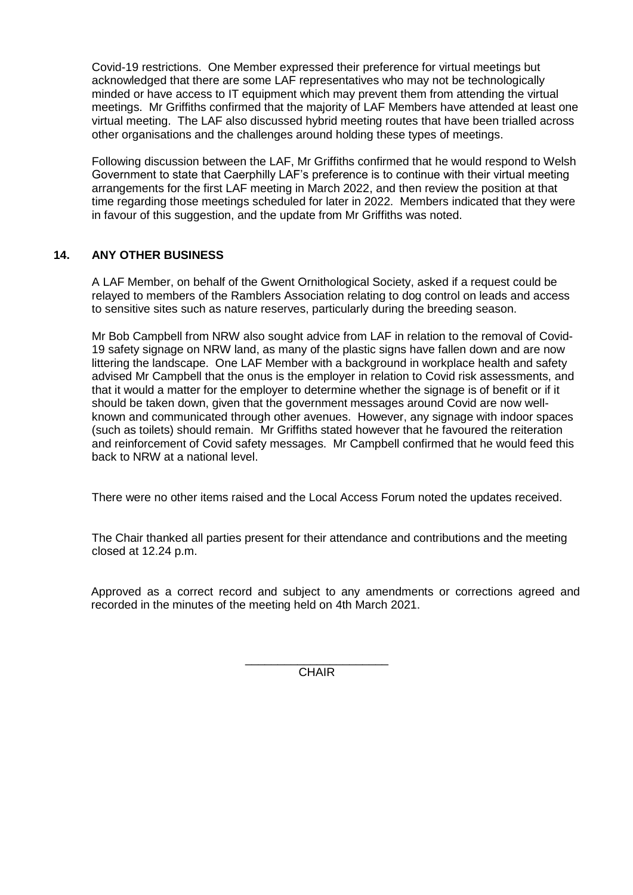Covid-19 restrictions. One Member expressed their preference for virtual meetings but acknowledged that there are some LAF representatives who may not be technologically minded or have access to IT equipment which may prevent them from attending the virtual meetings. Mr Griffiths confirmed that the majority of LAF Members have attended at least one virtual meeting. The LAF also discussed hybrid meeting routes that have been trialled across other organisations and the challenges around holding these types of meetings.

Following discussion between the LAF, Mr Griffiths confirmed that he would respond to Welsh Government to state that Caerphilly LAF's preference is to continue with their virtual meeting arrangements for the first LAF meeting in March 2022, and then review the position at that time regarding those meetings scheduled for later in 2022. Members indicated that they were in favour of this suggestion, and the update from Mr Griffiths was noted.

## 14. ANY OTHER BUSINESS

A LAF Member, on behalf of the Gwent Ornithological Society, asked if a request could be relayed to members of the Ramblers Association relating to dog control on leads and access to sensitive sites such as nature reserves, particularly during the breeding season.

Mr Bob Campbell from NRW also sought advice from LAF in relation to the removal of Covid-19 safety signage on NRW land, as many of the plastic signs have fallen down and are now littering the landscape. One LAF Member with a background in workplace health and safety advised Mr Campbell that the onus is the employer in relation to Covid risk assessments, and that it would a matter for the employer to determine whether the signage is of benefit or if it should be taken down, given that the government messages around Covid are now well-known and communicated through other avenues. However, any signage with indoor spaces (such as toilets) should remain. Mr Griffiths stated however that he favoured the reiteration and reinforcement of Covid safety messages. Mr Campbell confirmed that he would feed this back to NRW at a national level.

There were no other items raised and the Local Access Forum noted the updates received.

The Chair thanked all parties present for their attendance and contributions and the meeting closed at 12.24 p.m.

Approved as a correct record and subject to any amendments or corrections agreed and recorded in the minutes of the meeting held on 4th March 2021.

______________________

CHAIR